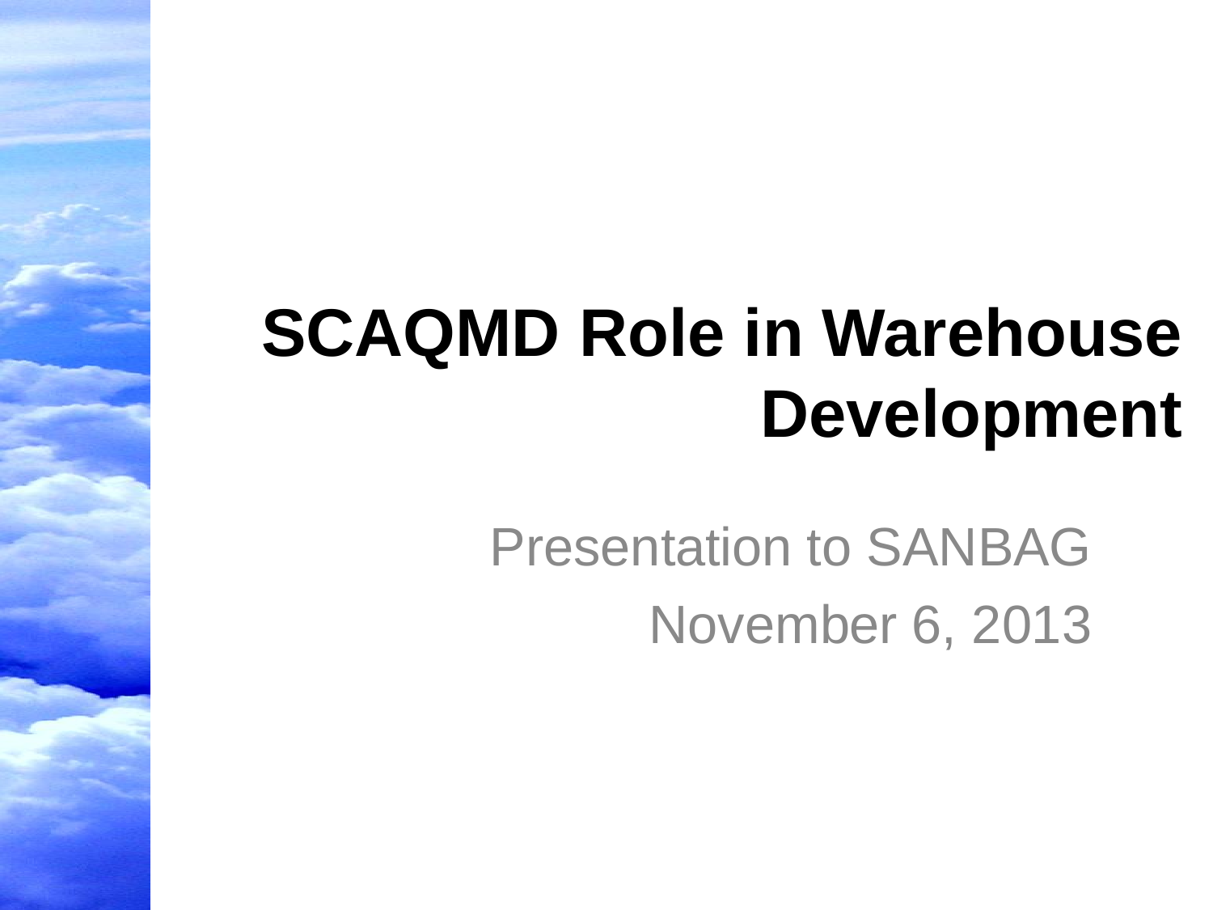# SCAQMD Role in Warehouse Development

Presentation to SANBAG

November 6, 2013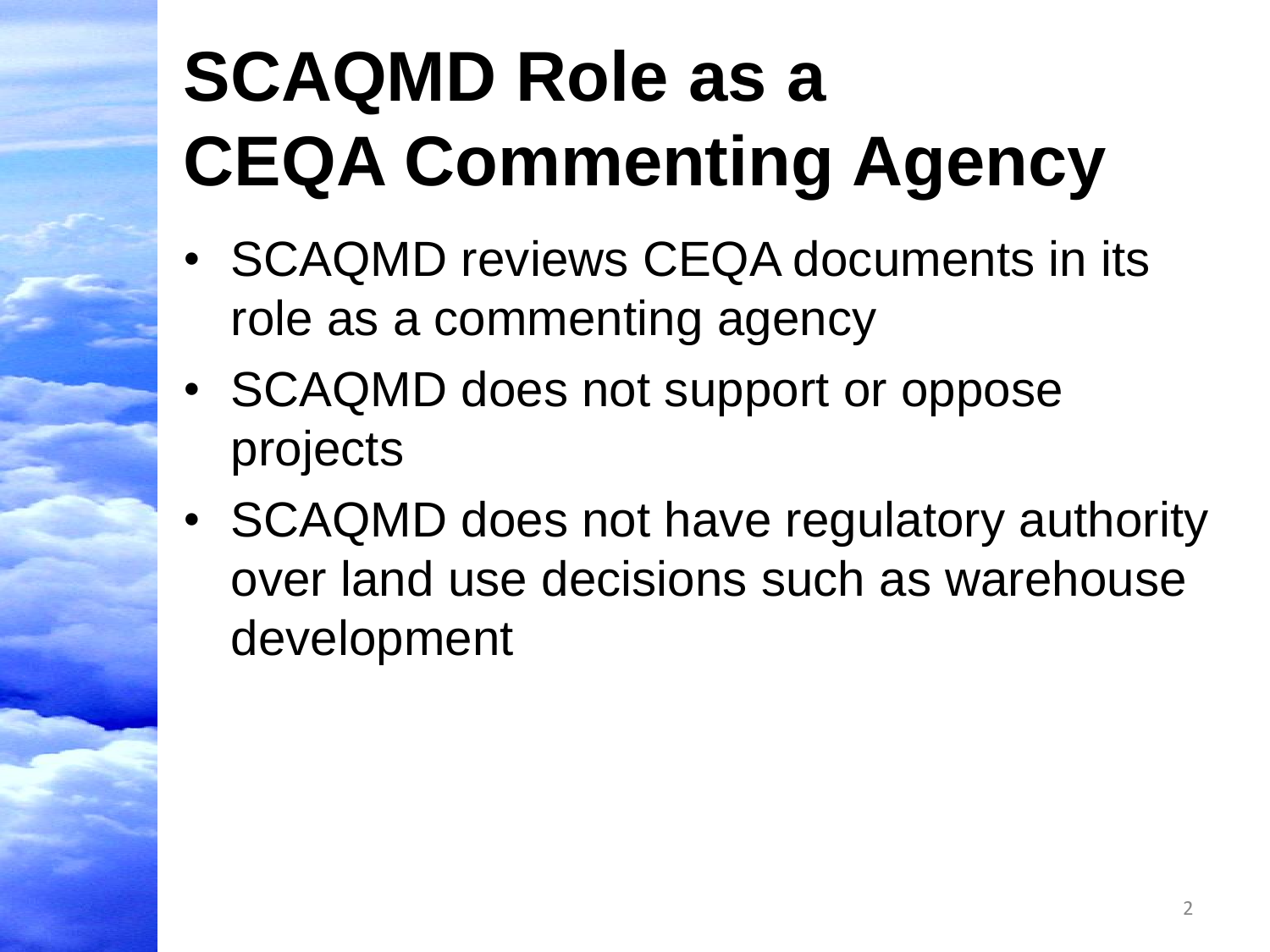# SCAQMD Role as a CEQA Commenting Agency

- SCAQMD reviews CEQA documents in its role as a commenting agency
- SCAQMD does not support or oppose projects
- SCAQMD does not have regulatory authority over land use decisions such as warehouse development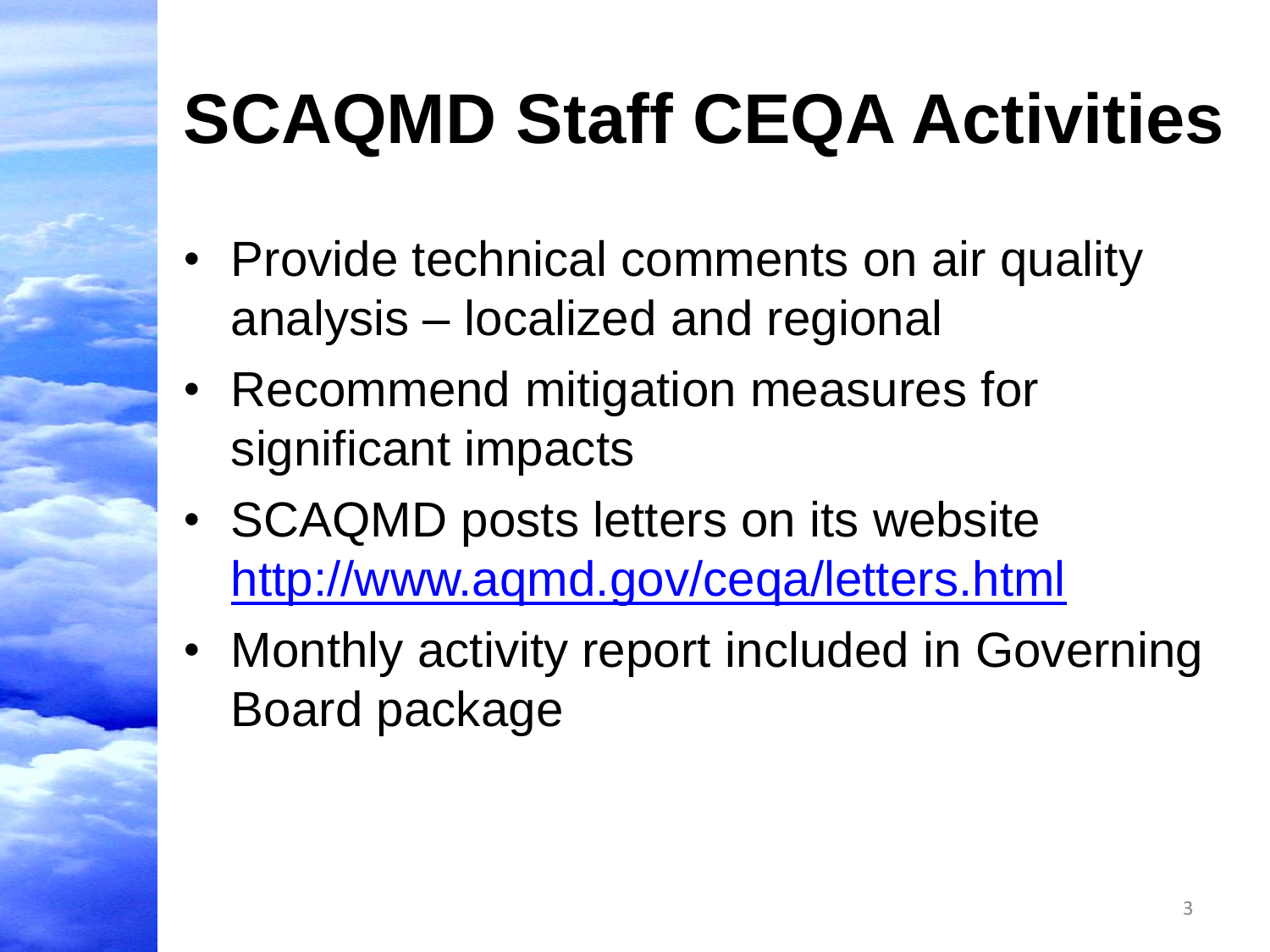# SCAQMD Staff CEQA Activities

- Provide technical comments on air quality analysis – localized and regional
- Recommend mitigation measures for significant impacts
- SCAQMD posts letters on its website http://www.aqmd.gov/ceqa/letters.html
- Monthly activity report included in Governing Board package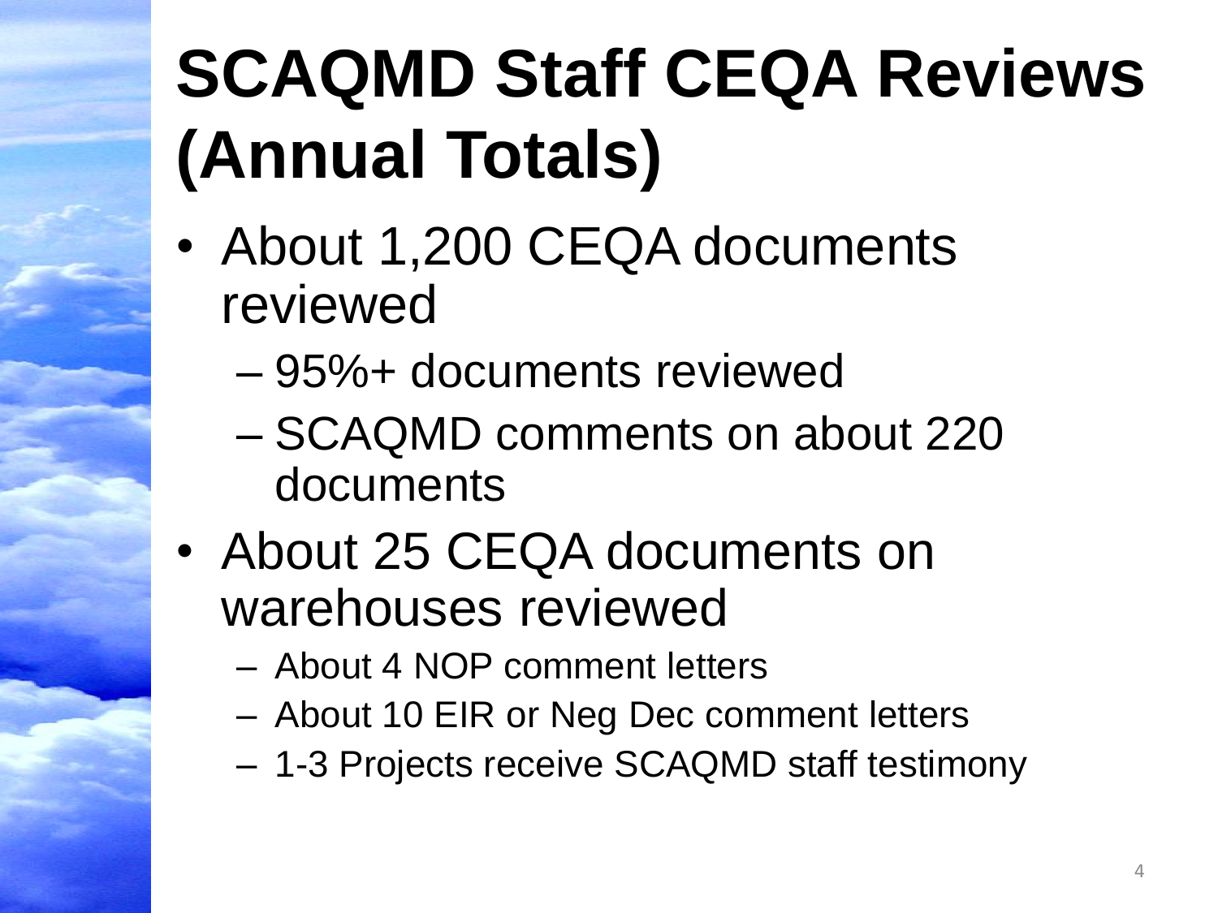# SCAQMD Staff CEQA Reviews (Annual Totals)

- About 1,200 CEQA documents reviewed
  - 95%+ documents reviewed
  - SCAQMD comments on about 220 documents
- About 25 CEQA documents on warehouses reviewed
  - About 4 NOP comment letters
  - About 10 EIR or Neg Dec comment letters
  - 1-3 Projects receive SCAQMD staff testimony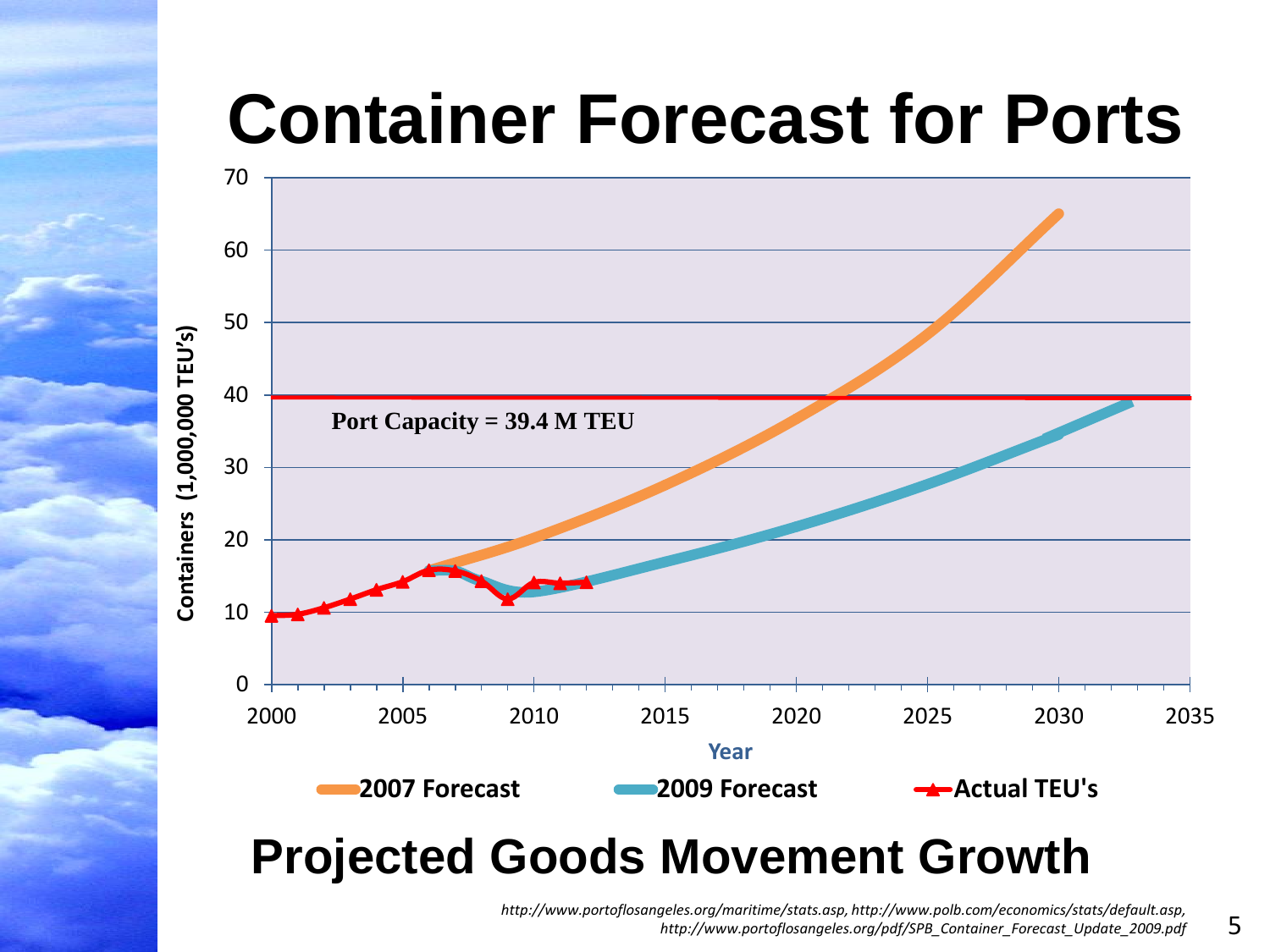# Container Forecast for Ports

Containers (1,000,000 TEU's)

Port Capacity = 39.4 M TEU

Year

2007 Forecast

2009 Forecast

Actual TEU's

## Projected Goods Movement Growth

*http://www.portoflosangeles.org/maritime/stats.asp, http://www.polb.com/economics/stats/default.asp, http://www.portoflosangeles.org/pdf/SPB_Container_Forecast_Update_2009.pdf*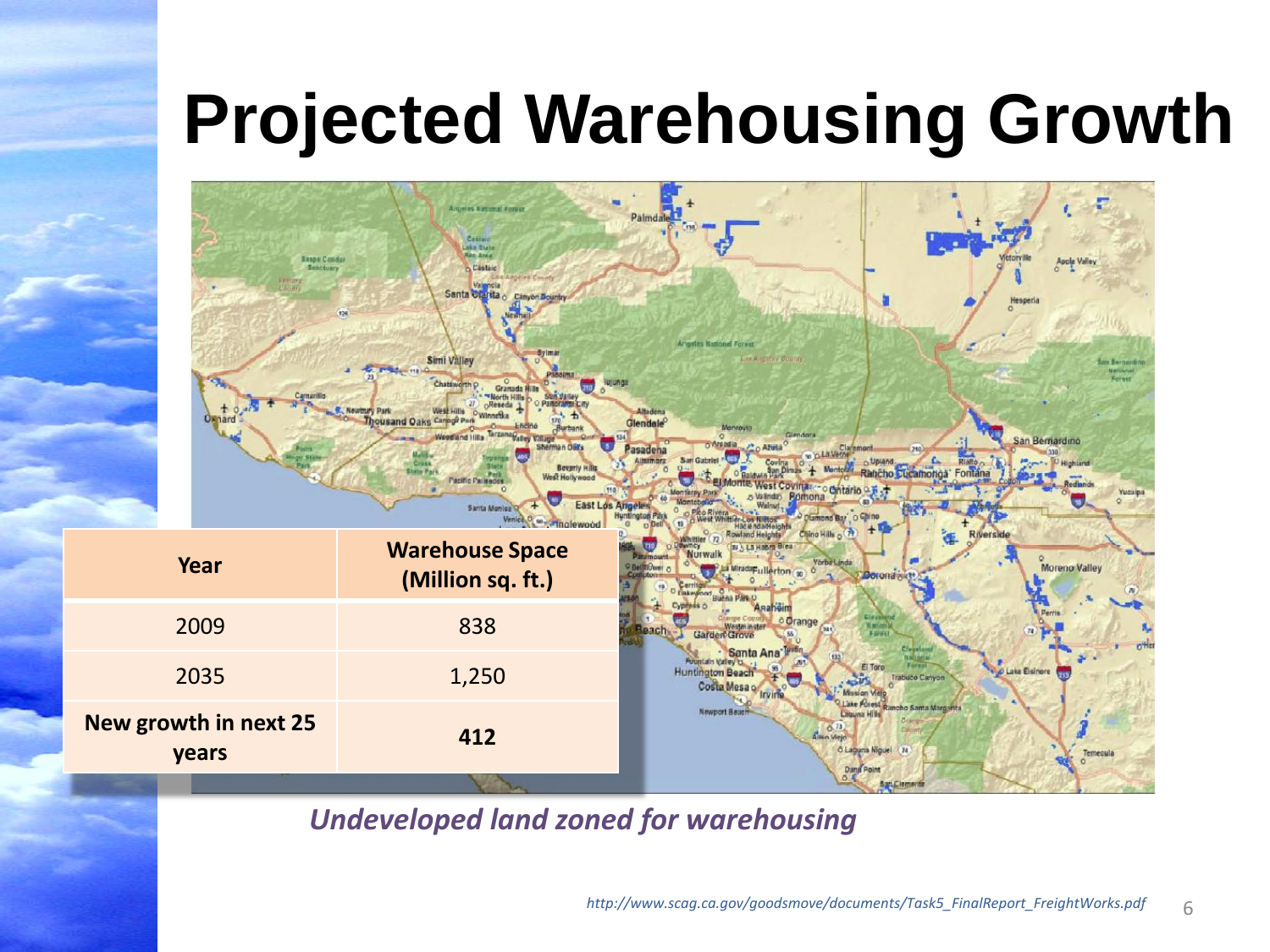# Projected Warehousing Growth

| Year | Warehouse Space (Million sq. ft.) |
|---|---|
| 2009 | 838 |
| 2035 | 1,250 |
| **New growth in next 25 years** | **412** |

*Undeveloped land zoned for warehousing*

*http://www.scag.ca.gov/goodsmove/documents/Task5_FinalReport_FreightWorks.pdf*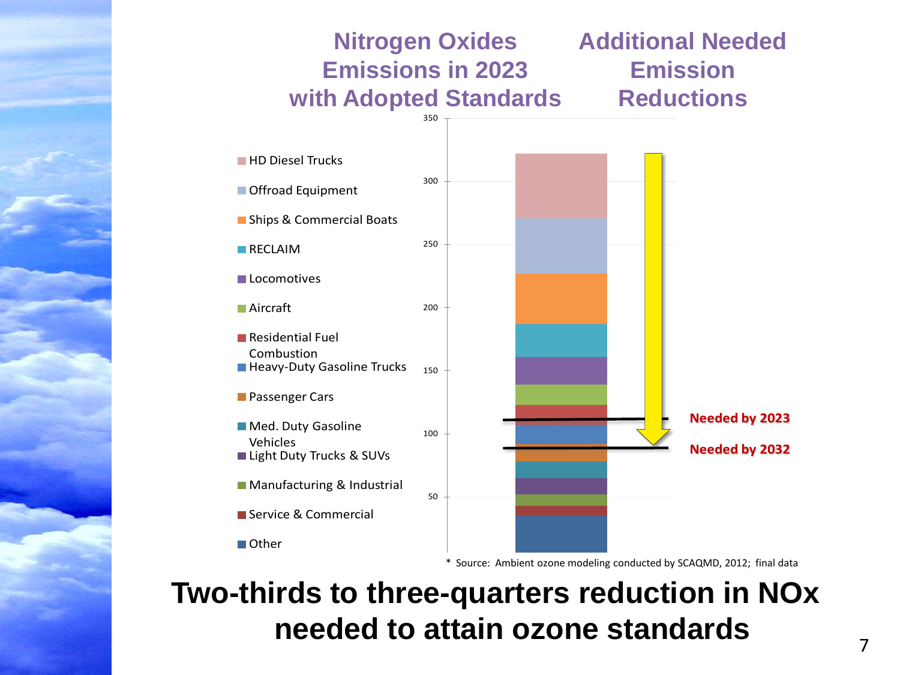## Nitrogen Oxides Emissions in 2023 with Adopted Standards

## Additional Needed Emission Reductions

- HD Diesel Trucks
- Offroad Equipment
- Ships & Commercial Boats
- RECLAIM
- Locomotives
- Aircraft
- Residential Fuel Combustion
- Heavy-Duty Gasoline Trucks
- Passenger Cars
- Med. Duty Gasoline Vehicles
- Light Duty Trucks & SUVs
- Manufacturing & Industrial
- Service & Commercial
- Other

350, 300, 250, 200, 150, 100, 50

**Needed by 2023**

**Needed by 2032**

\* Source: Ambient ozone modeling conducted by SCAQMD, 2012; final data

# Two-thirds to three-quarters reduction in NOx needed to attain ozone standards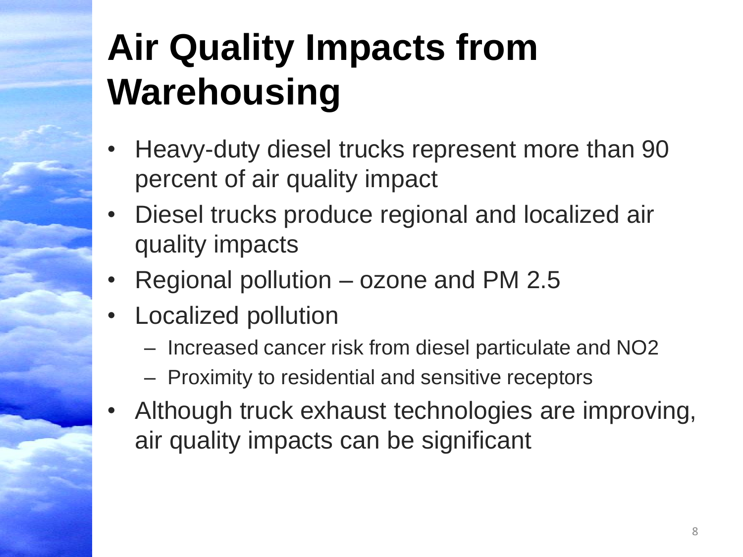# Air Quality Impacts from Warehousing

- Heavy-duty diesel trucks represent more than 90 percent of air quality impact
- Diesel trucks produce regional and localized air quality impacts
- Regional pollution – ozone and PM 2.5
- Localized pollution
  - Increased cancer risk from diesel particulate and $NO_2$
  - Proximity to residential and sensitive receptors
- Although truck exhaust technologies are improving, air quality impacts can be significant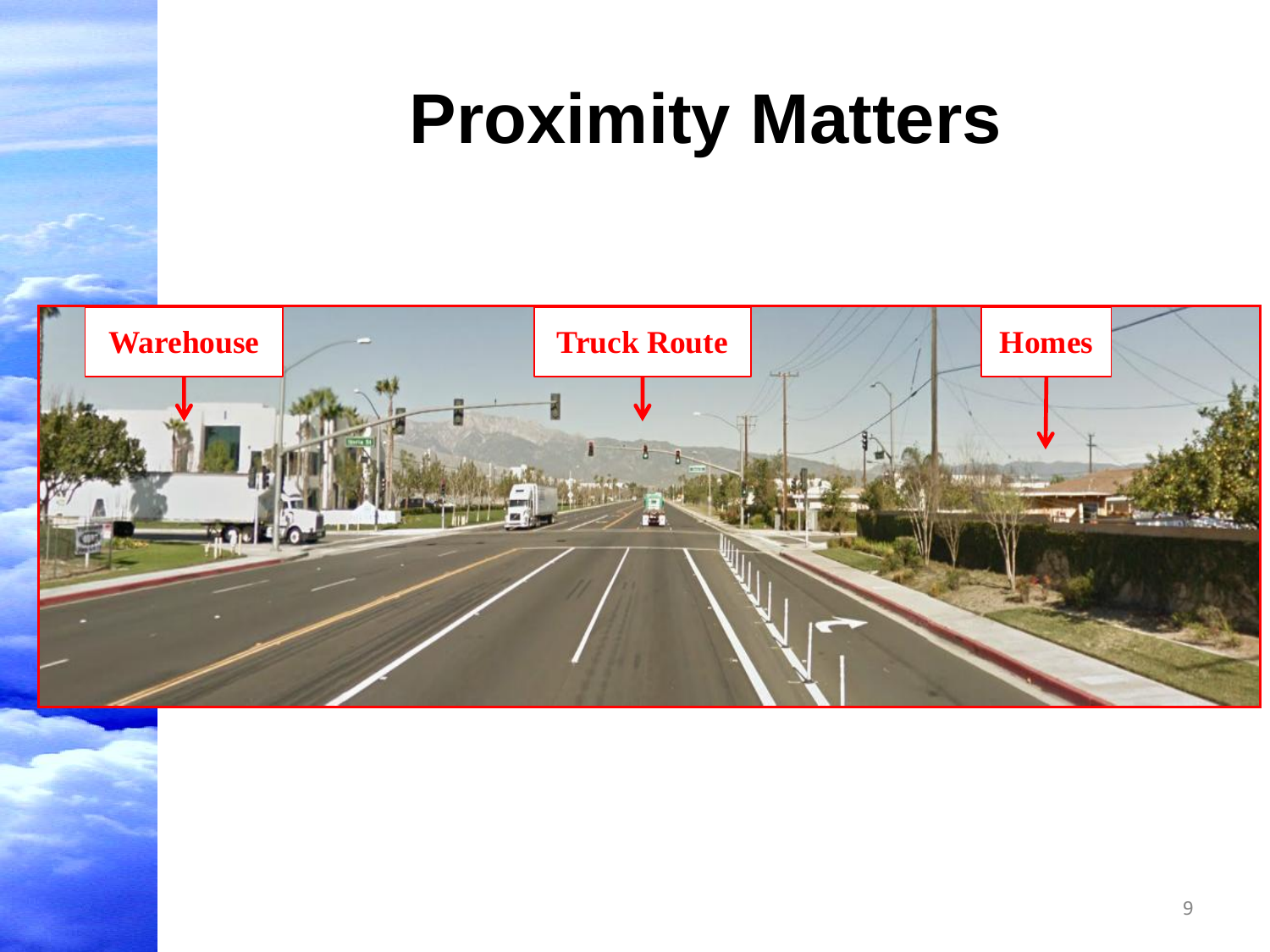# Proximity Matters

Warehouse

Truck Route

Homes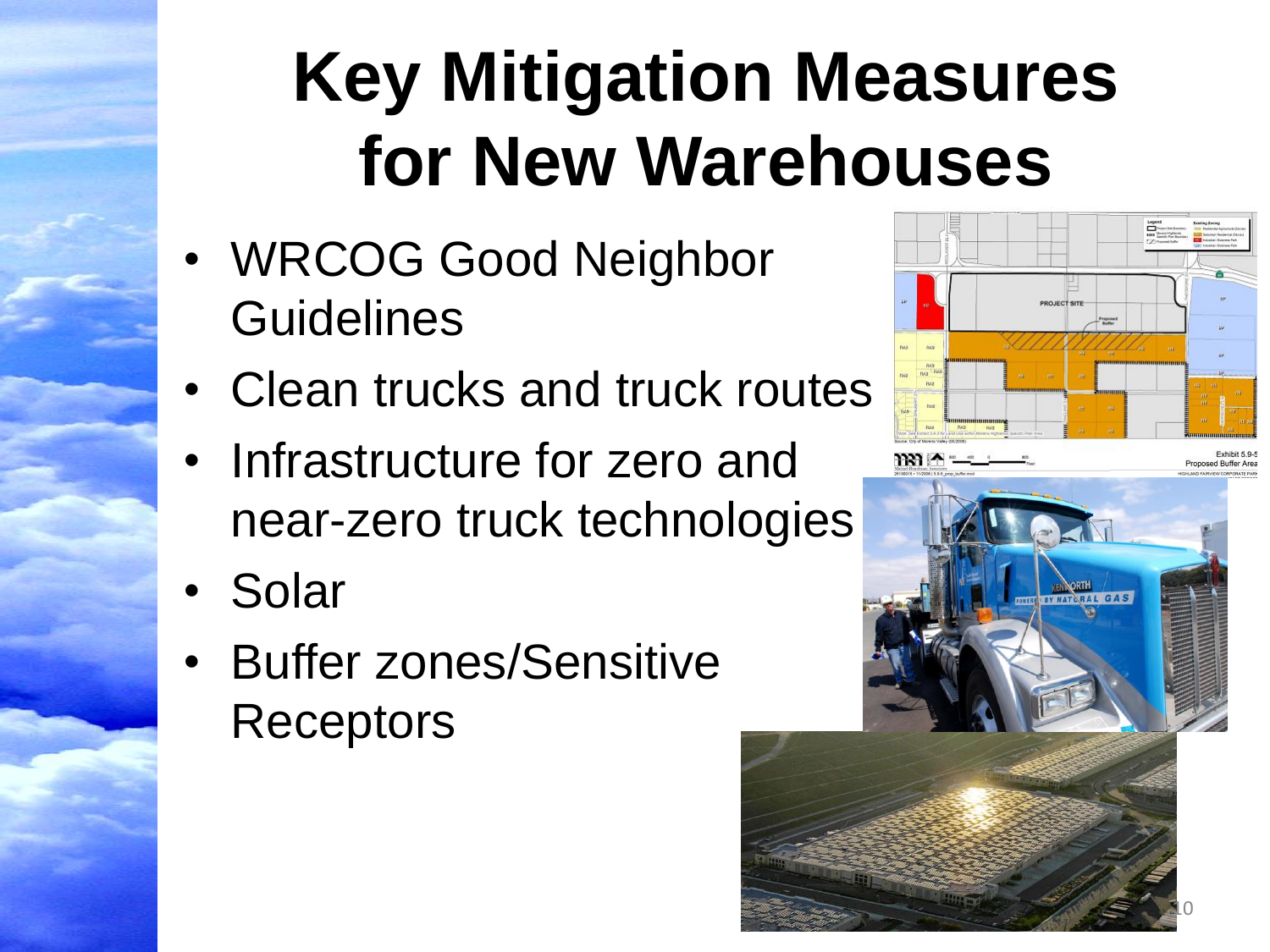# Key Mitigation Measures for New Warehouses

- WRCOG Good Neighbor Guidelines
- Clean trucks and truck routes
- Infrastructure for zero and near-zero truck technologies
- Solar
- Buffer zones/Sensitive Receptors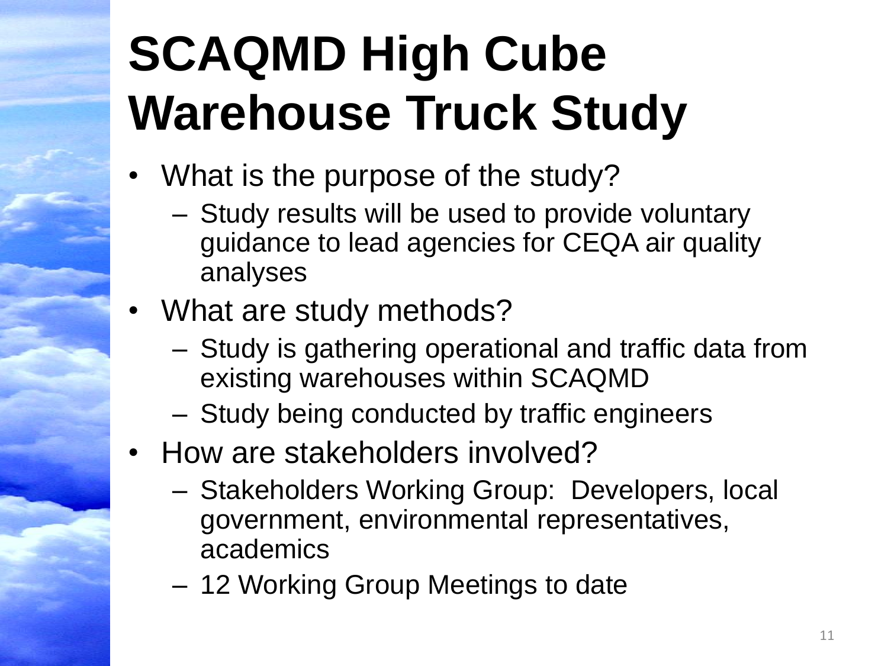# SCAQMD High Cube Warehouse Truck Study

- What is the purpose of the study?
  - Study results will be used to provide voluntary guidance to lead agencies for CEQA air quality analyses
- What are study methods?
  - Study is gathering operational and traffic data from existing warehouses within SCAQMD
  - Study being conducted by traffic engineers
- How are stakeholders involved?
  - Stakeholders Working Group: Developers, local government, environmental representatives, academics
  - 12 Working Group Meetings to date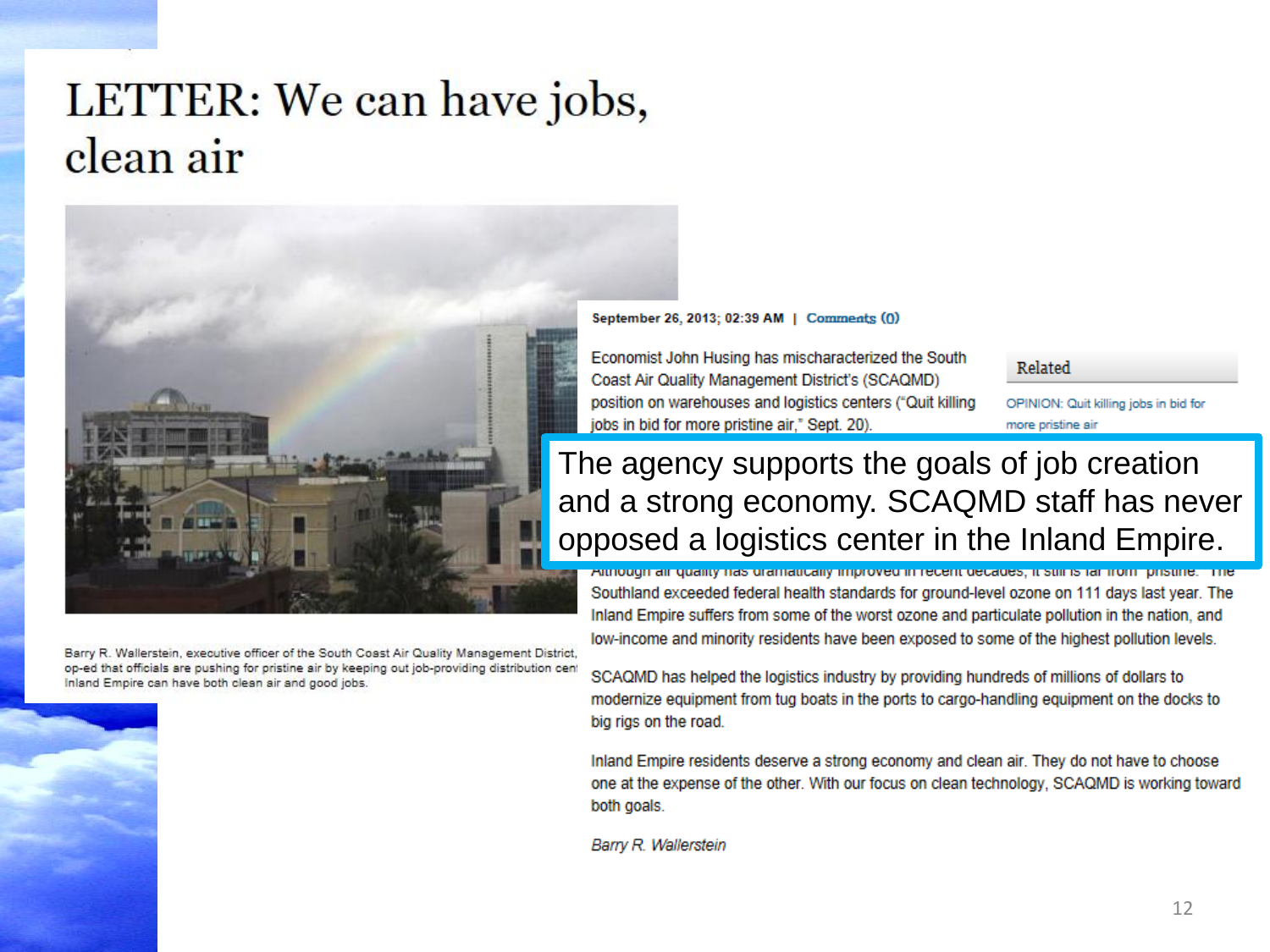# LETTER: We can have jobs, clean air

Barry R. Wallerstein, executive officer of the South Coast Air Quality Management District, op-ed that officials are pushing for pristine air by keeping out job-providing distribution cent Inland Empire can have both clean air and good jobs.

September 26, 2013; 02:39 AM | Comments (0)

Economist John Husing has mischaracterized the South Coast Air Quality Management District's (SCAQMD) position on warehouses and logistics centers ("Quit killing jobs in bid for more pristine air," Sept. 20).

Related

OPINION: Quit killing jobs in bid for more pristine air

**The agency supports the goals of job creation and a strong economy. SCAQMD staff has never opposed a logistics center in the Inland Empire.**

Although air quality has dramatically improved in recent decades, it still is far from "pristine." The Southland exceeded federal health standards for ground-level ozone on 111 days last year. The Inland Empire suffers from some of the worst ozone and particulate pollution in the nation, and low-income and minority residents have been exposed to some of the highest pollution levels.

SCAQMD has helped the logistics industry by providing hundreds of millions of dollars to modernize equipment from tug boats in the ports to cargo-handling equipment on the docks to big rigs on the road.

Inland Empire residents deserve a strong economy and clean air. They do not have to choose one at the expense of the other. With our focus on clean technology, SCAQMD is working toward both goals.

*Barry R. Wallerstein*